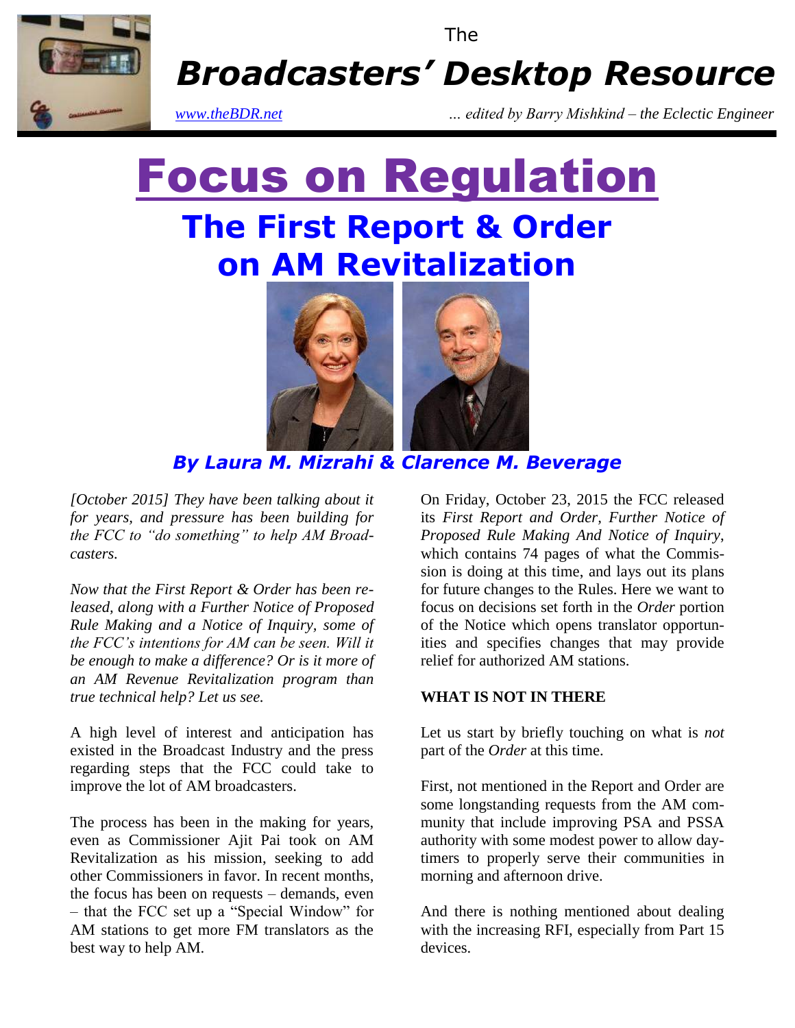The

# Broadcasters' Desktop Resource

*www.theBDR.net* *... edited by Barry Mishkind – the Eclectic Engineer*

# Focus on Regulation

## The First Report & Order on AM Revitalization

*By Laura M. Mizrahi & Clarence M. Beverage*

*[October 2015] They have been talking about it for years, and pressure has been building for the FCC to "do something" to help AM Broadcasters.*

*Now that the First Report & Order has been released, along with a Further Notice of Proposed Rule Making and a Notice of Inquiry, some of the FCC's intentions for AM can be seen. Will it be enough to make a difference? Or is it more of an AM Revenue Revitalization program than true technical help? Let us see.*

A high level of interest and anticipation has existed in the Broadcast Industry and the press regarding steps that the FCC could take to improve the lot of AM broadcasters.

The process has been in the making for years, even as Commissioner Ajit Pai took on AM Revitalization as his mission, seeking to add other Commissioners in favor. In recent months, the focus has been on requests – demands, even – that the FCC set up a "Special Window" for AM stations to get more FM translators as the best way to help AM.

On Friday, October 23, 2015 the FCC released its *First Report and Order, Further Notice of Proposed Rule Making And Notice of Inquiry*, which contains 74 pages of what the Commission is doing at this time, and lays out its plans for future changes to the Rules. Here we want to focus on decisions set forth in the *Order* portion of the Notice which opens translator opportunities and specifies changes that may provide relief for authorized AM stations.

**WHAT IS NOT IN THERE**

Let us start by briefly touching on what is *not* part of the *Order* at this time.

First, not mentioned in the Report and Order are some longstanding requests from the AM community that include improving PSA and PSSA authority with some modest power to allow daytimers to properly serve their communities in morning and afternoon drive.

And there is nothing mentioned about dealing with the increasing RFI, especially from Part 15 devices.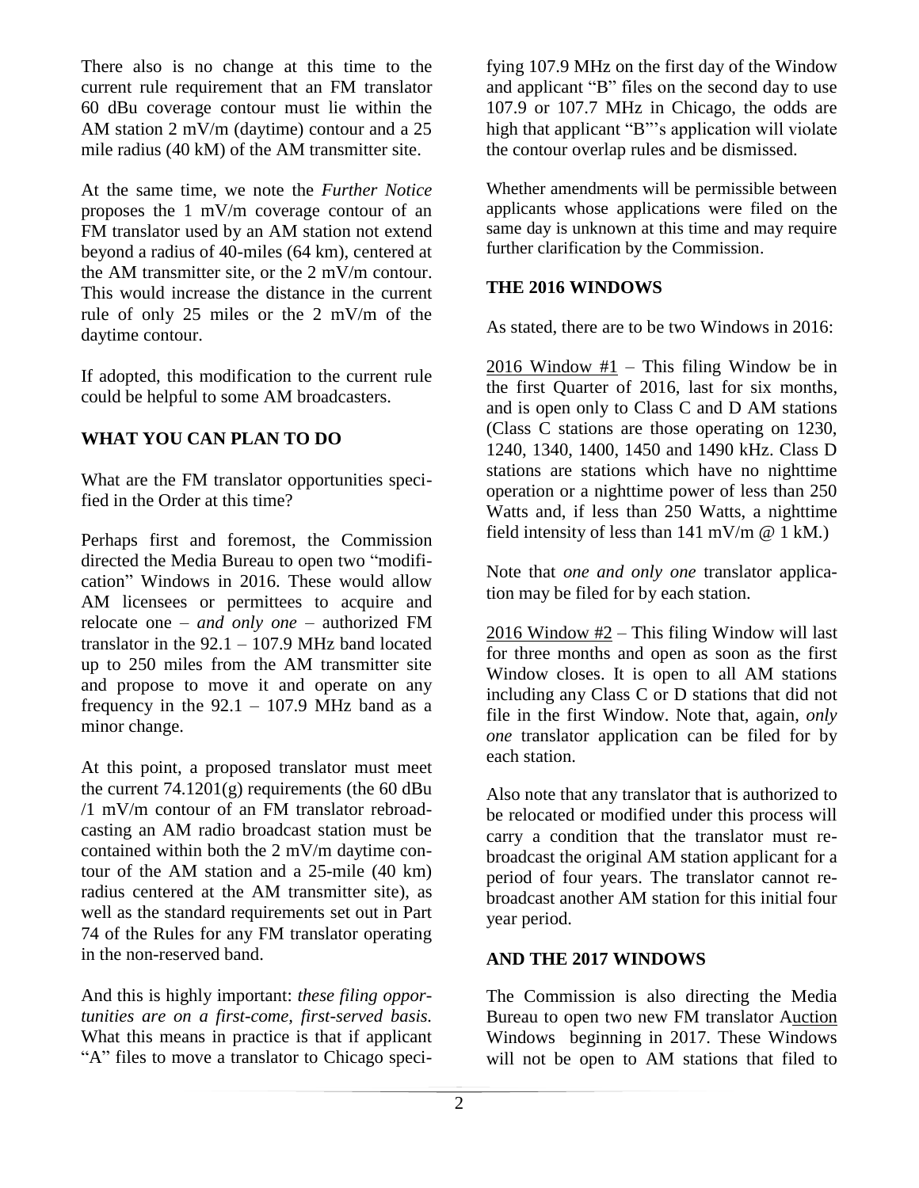There also is no change at this time to the current rule requirement that an FM translator 60 dBu coverage contour must lie within the AM station 2 mV/m (daytime) contour and a 25 mile radius (40 kM) of the AM transmitter site.

At the same time, we note the *Further Notice* proposes the 1 mV/m coverage contour of an FM translator used by an AM station not extend beyond a radius of 40-miles (64 km), centered at the AM transmitter site, or the 2 mV/m contour. This would increase the distance in the current rule of only 25 miles or the 2 mV/m of the daytime contour.

If adopted, this modification to the current rule could be helpful to some AM broadcasters.

## WHAT YOU CAN PLAN TO DO

What are the FM translator opportunities specified in the Order at this time?

Perhaps first and foremost, the Commission directed the Media Bureau to open two "modification" Windows in 2016. These would allow AM licensees or permittees to acquire and relocate one – *and only one* – authorized FM translator in the 92.1 – 107.9 MHz band located up to 250 miles from the AM transmitter site and propose to move it and operate on any frequency in the 92.1 – 107.9 MHz band as a minor change.

At this point, a proposed translator must meet the current 74.1201(g) requirements (the 60 dBu /1 mV/m contour of an FM translator rebroadcasting an AM radio broadcast station must be contained within both the 2 mV/m daytime contour of the AM station and a 25-mile (40 km) radius centered at the AM transmitter site), as well as the standard requirements set out in Part 74 of the Rules for any FM translator operating in the non-reserved band.

And this is highly important: *these filing opportunities are on a first-come, first-served basis.* What this means in practice is that if applicant "A" files to move a translator to Chicago specifying 107.9 MHz on the first day of the Window and applicant "B" files on the second day to use 107.9 or 107.7 MHz in Chicago, the odds are high that applicant "B"'s application will violate the contour overlap rules and be dismissed.

Whether amendments will be permissible between applicants whose applications were filed on the same day is unknown at this time and may require further clarification by the Commission.

## THE 2016 WINDOWS

As stated, there are to be two Windows in 2016:

2016 Window #1 – This filing Window be in the first Quarter of 2016, last for six months, and is open only to Class C and D AM stations (Class C stations are those operating on 1230, 1240, 1340, 1400, 1450 and 1490 kHz. Class D stations are stations which have no nighttime operation or a nighttime power of less than 250 Watts and, if less than 250 Watts, a nighttime field intensity of less than 141 mV/m @ 1 kM.)

Note that *one and only one* translator application may be filed for by each station.

2016 Window #2 – This filing Window will last for three months and open as soon as the first Window closes. It is open to all AM stations including any Class C or D stations that did not file in the first Window. Note that, again, *only one* translator application can be filed for by each station.

Also note that any translator that is authorized to be relocated or modified under this process will carry a condition that the translator must rebroadcast the original AM station applicant for a period of four years. The translator cannot rebroadcast another AM station for this initial four year period.

## AND THE 2017 WINDOWS

The Commission is also directing the Media Bureau to open two new FM translator Auction Windows beginning in 2017. These Windows will not be open to AM stations that filed to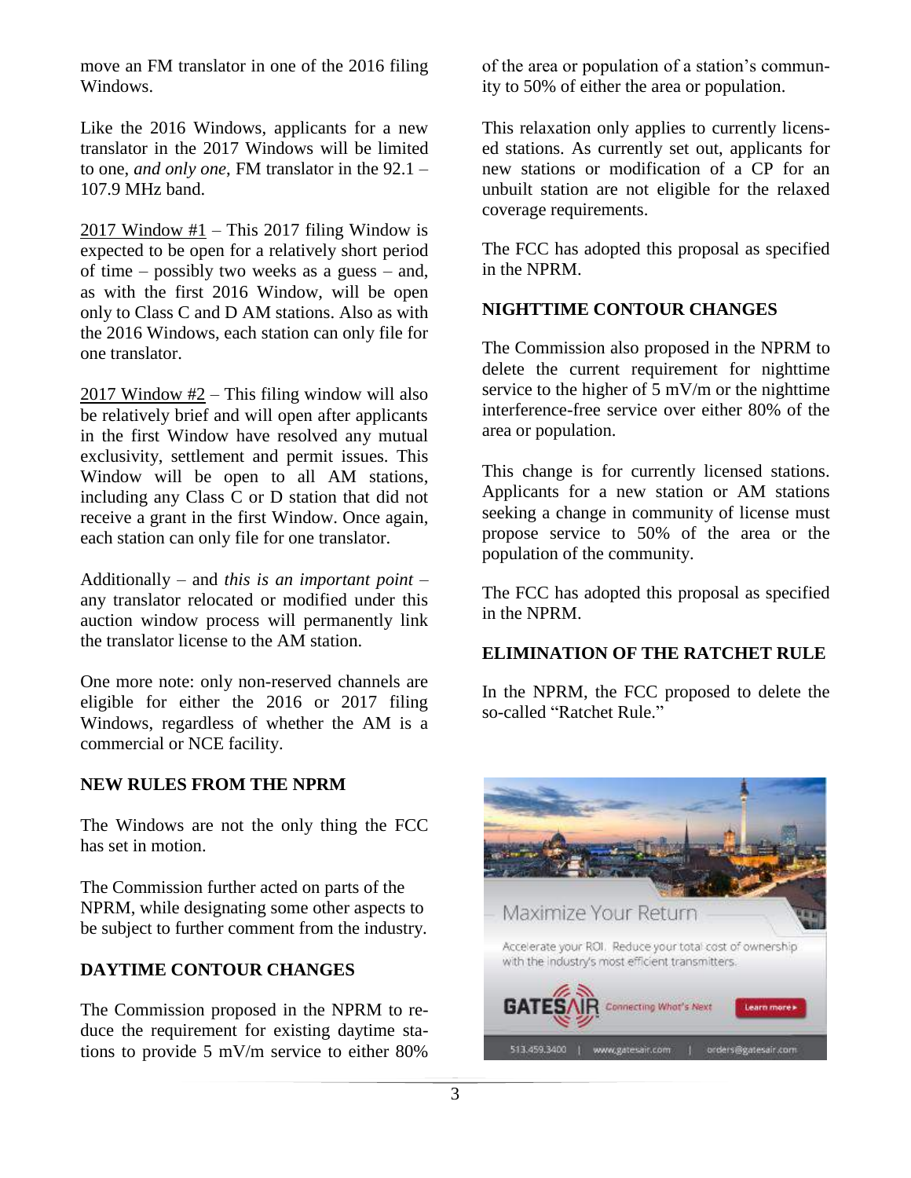move an FM translator in one of the 2016 filing Windows.

Like the 2016 Windows, applicants for a new translator in the 2017 Windows will be limited to one, *and only one*, FM translator in the 92.1 – 107.9 MHz band.

2017 Window #1 – This 2017 filing Window is expected to be open for a relatively short period of time – possibly two weeks as a guess – and, as with the first 2016 Window, will be open only to Class C and D AM stations. Also as with the 2016 Windows, each station can only file for one translator.

2017 Window #2 – This filing window will also be relatively brief and will open after applicants in the first Window have resolved any mutual exclusivity, settlement and permit issues. This Window will be open to all AM stations, including any Class C or D station that did not receive a grant in the first Window. Once again, each station can only file for one translator.

Additionally – and *this is an important point* – any translator relocated or modified under this auction window process will permanently link the translator license to the AM station.

One more note: only non-reserved channels are eligible for either the 2016 or 2017 filing Windows, regardless of whether the AM is a commercial or NCE facility.

**NEW RULES FROM THE NPRM**

The Windows are not the only thing the FCC has set in motion.

The Commission further acted on parts of the NPRM, while designating some other aspects to be subject to further comment from the industry.

**DAYTIME CONTOUR CHANGES**

The Commission proposed in the NPRM to reduce the requirement for existing daytime stations to provide 5 mV/m service to either 80% of the area or population of a station's community to 50% of either the area or population.

This relaxation only applies to currently licensed stations. As currently set out, applicants for new stations or modification of a CP for an unbuilt station are not eligible for the relaxed coverage requirements.

The FCC has adopted this proposal as specified in the NPRM.

**NIGHTTIME CONTOUR CHANGES**

The Commission also proposed in the NPRM to delete the current requirement for nighttime service to the higher of 5 mV/m or the nighttime interference-free service over either 80% of the area or population.

This change is for currently licensed stations. Applicants for a new station or AM stations seeking a change in community of license must propose service to 50% of the area or the population of the community.

The FCC has adopted this proposal as specified in the NPRM.

**ELIMINATION OF THE RATCHET RULE**

In the NPRM, the FCC proposed to delete the so-called "Ratchet Rule."

Maximize Your Return

Accelerate your ROI. Reduce your total cost of ownership with the industry's most efficient transmitters.

GATESAIR Connecting What's Next Learn more ▸

513.459.3400 | www.gatesair.com | orders@gatesair.com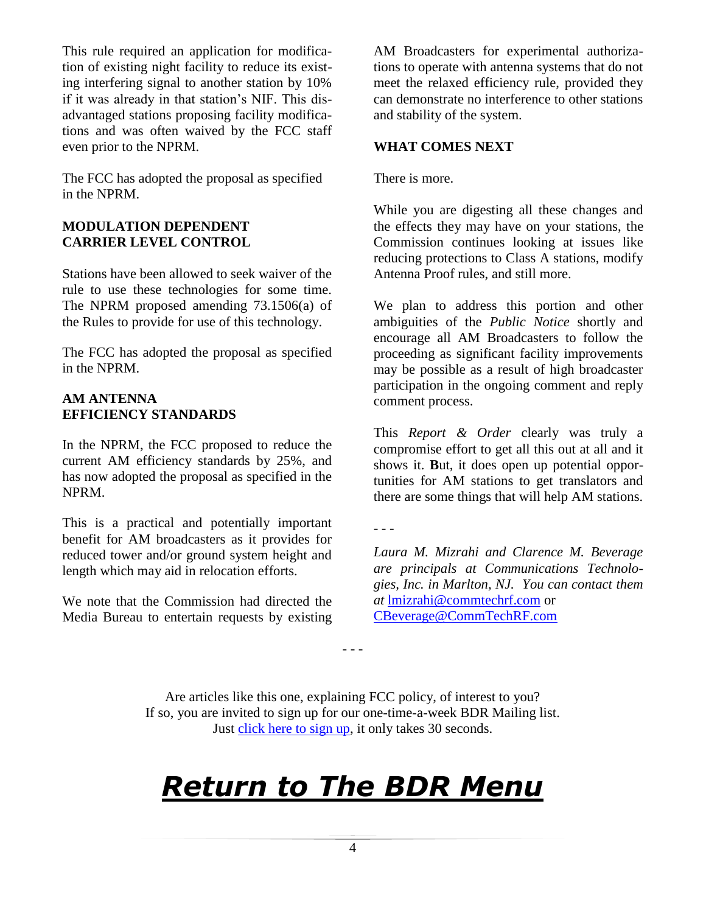This rule required an application for modification of existing night facility to reduce its existing interfering signal to another station by 10% if it was already in that station's NIF. This disadvantaged stations proposing facility modifications and was often waived by the FCC staff even prior to the NPRM.

The FCC has adopted the proposal as specified in the NPRM.

**MODULATION DEPENDENT CARRIER LEVEL CONTROL**

Stations have been allowed to seek waiver of the rule to use these technologies for some time. The NPRM proposed amending 73.1506(a) of the Rules to provide for use of this technology.

The FCC has adopted the proposal as specified in the NPRM.

**AM ANTENNA EFFICIENCY STANDARDS**

In the NPRM, the FCC proposed to reduce the current AM efficiency standards by 25%, and has now adopted the proposal as specified in the NPRM.

This is a practical and potentially important benefit for AM broadcasters as it provides for reduced tower and/or ground system height and length which may aid in relocation efforts.

We note that the Commission had directed the Media Bureau to entertain requests by existing AM Broadcasters for experimental authorizations to operate with antenna systems that do not meet the relaxed efficiency rule, provided they can demonstrate no interference to other stations and stability of the system.

**WHAT COMES NEXT**

There is more.

While you are digesting all these changes and the effects they may have on your stations, the Commission continues looking at issues like reducing protections to Class A stations, modify Antenna Proof rules, and still more.

We plan to address this portion and other ambiguities of the *Public Notice* shortly and encourage all AM Broadcasters to follow the proceeding as significant facility improvements may be possible as a result of high broadcaster participation in the ongoing comment and reply comment process.

This *Report & Order* clearly was truly a compromise effort to get all this out at all and it shows it. **B**ut, it does open up potential opportunities for AM stations to get translators and there are some things that will help AM stations.

- - -

*Laura M. Mizrahi and Clarence M. Beverage are principals at Communications Technologies, Inc. in Marlton, NJ. You can contact them at* lmizrahi@commtechrf.com or CBeverage@CommTechRF.com

- - -

Are articles like this one, explaining FCC policy, of interest to you?
If so, you are invited to sign up for our one-time-a-week BDR Mailing list.
Just click here to sign up, it only takes 30 seconds.

# ***Return to The BDR Menu***